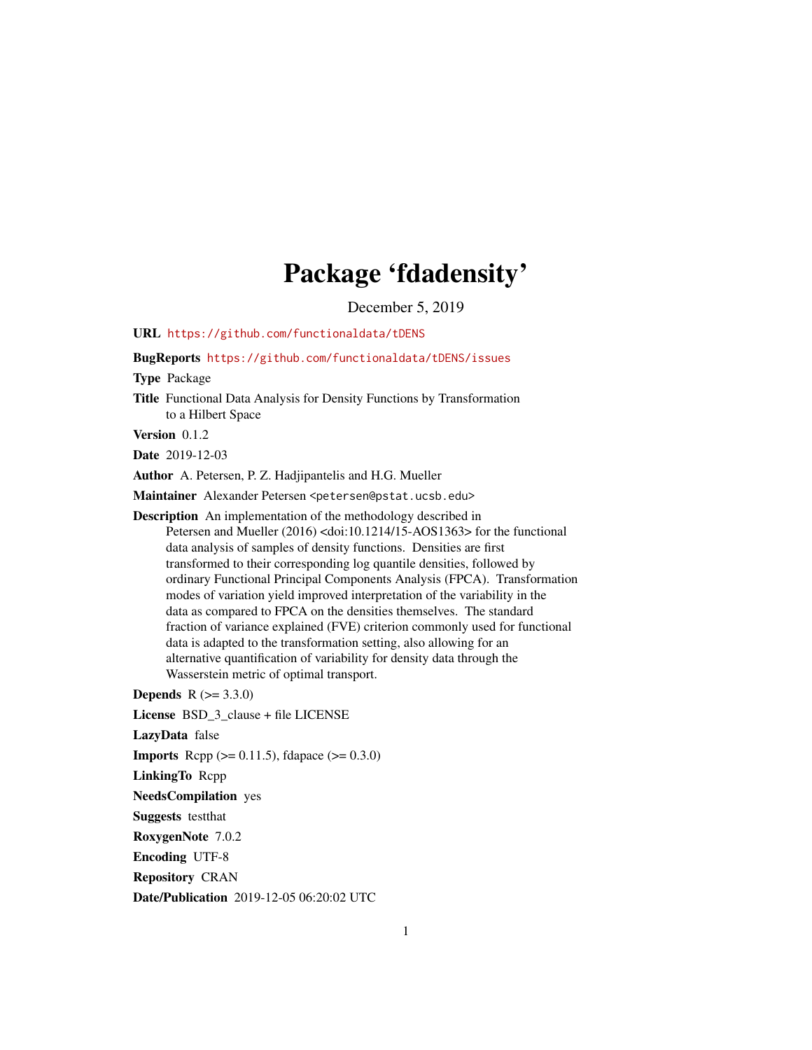# Package 'fdadensity'

December 5, 2019

**URL** https://github.com/functionaldata/tDENS

**BugReports** https://github.com/functionaldata/tDENS/issues

**Type** Package

**Title** Functional Data Analysis for Density Functions by Transformation to a Hilbert Space

**Version** 0.1.2

**Date** 2019-12-03

**Author** A. Petersen, P. Z. Hadjipantelis and H.G. Mueller

**Maintainer** Alexander Petersen <petersen@pstat.ucsb.edu>

**Description** An implementation of the methodology described in Petersen and Mueller (2016) <doi:10.1214/15-AOS1363> for the functional data analysis of samples of density functions. Densities are first transformed to their corresponding log quantile densities, followed by ordinary Functional Principal Components Analysis (FPCA). Transformation modes of variation yield improved interpretation of the variability in the data as compared to FPCA on the densities themselves. The standard fraction of variance explained (FVE) criterion commonly used for functional data is adapted to the transformation setting, also allowing for an alternative quantification of variability for density data through the Wasserstein metric of optimal transport.

**Depends** R (>= 3.3.0)

**License** BSD_3_clause + file LICENSE

**LazyData** false

**Imports** Rcpp (>= 0.11.5), fdapace (>= 0.3.0)

**LinkingTo** Rcpp

**NeedsCompilation** yes

**Suggests** testthat

**RoxygenNote** 7.0.2

**Encoding** UTF-8

**Repository** CRAN

**Date/Publication** 2019-12-05 06:20:02 UTC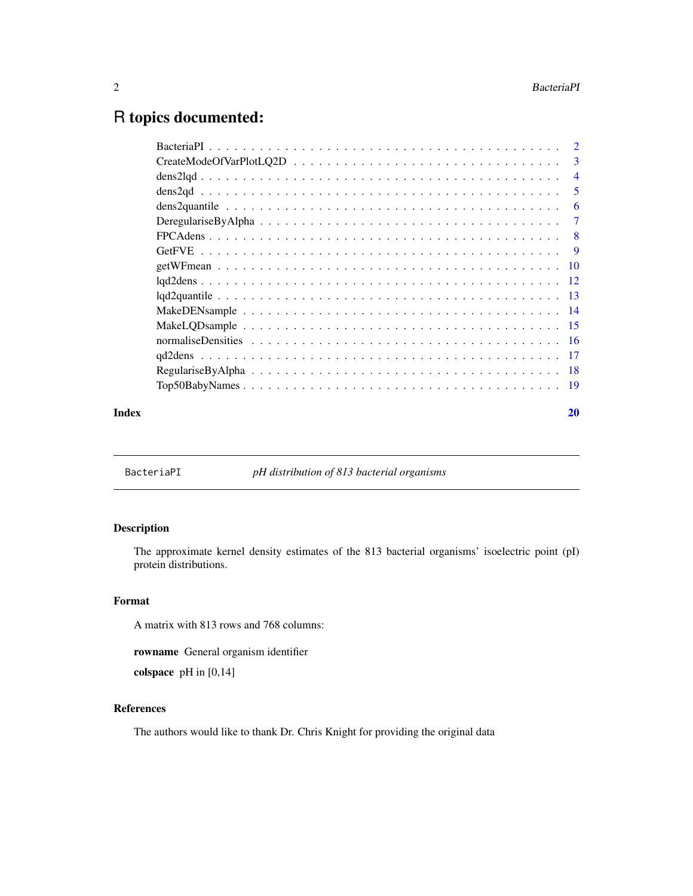# R topics documented:

| | |
|---|---|
| BacteriaPI | 2 |
| CreateModeOfVarPlotLQ2D | 3 |
| dens2lqd | 4 |
| dens2qd | 5 |
| dens2quantile | 6 |
| DeregulariseByAlpha | 7 |
| FPCAdens | 8 |
| GetFVE | 9 |
| getWFmean | 10 |
| lqd2dens | 12 |
| lqd2quantile | 13 |
| MakeDENsample | 14 |
| MakeLQDsample | 15 |
| normaliseDensities | 16 |
| qd2dens | 17 |
| RegulariseByAlpha | 18 |
| Top50BabyNames | 19 |

**Index** **20**

---

`BacteriaPI` *pH distribution of 813 bacterial organisms*

---

## Description

The approximate kernel density estimates of the 813 bacterial organisms' isoelectric point (pI) protein distributions.

## Format

A matrix with 813 rows and 768 columns:

**rowname** General organism identifier

**colspace** pH in [0,14]

## References

The authors would like to thank Dr. Chris Knight for providing the original data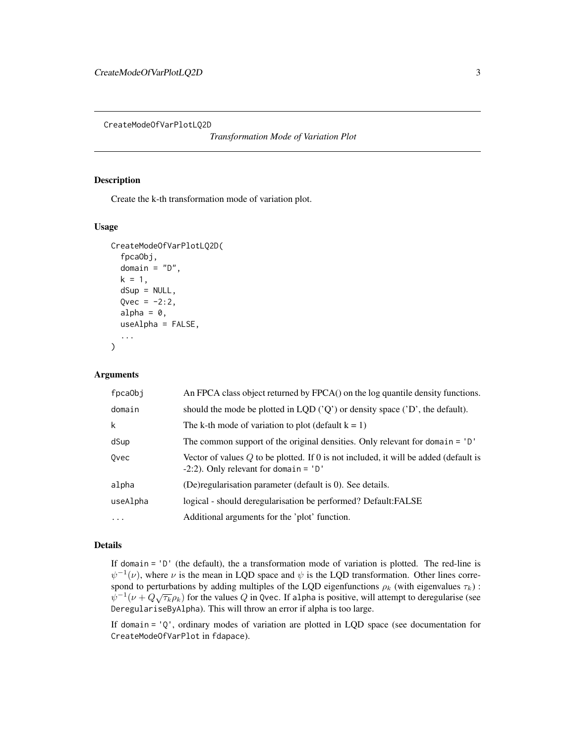CreateModeOfVarPlotLQ2D

*Transformation Mode of Variation Plot*

## Description

Create the k-th transformation mode of variation plot.

## Usage

```
CreateModeOfVarPlotLQ2D(
  fpcaObj,
  domain = "D",
  k = 1,
  dSup = NULL,
  Qvec = -2:2,
  alpha = 0,
  useAlpha = FALSE,
  ...
)
```

## Arguments

| | |
|---|---|
| fpcaObj | An FPCA class object returned by FPCA() on the log quantile density functions. |
| domain | should the mode be plotted in LQD ('Q') or density space ('D', the default). |
| k | The k-th mode of variation to plot (default k = 1) |
| dSup | The common support of the original densities. Only relevant for domain = 'D' |
| Qvec | Vector of values $Q$ to be plotted. If 0 is not included, it will be added (default is -2:2). Only relevant for domain = 'D' |
| alpha | (De)regularisation parameter (default is 0). See details. |
| useAlpha | logical - should deregularisation be performed? Default:FALSE |
| ... | Additional arguments for the 'plot' function. |

## Details

If domain = 'D' (the default), the a transformation mode of variation is plotted. The red-line is $\psi^{-1}(\nu)$, where $\nu$ is the mean in LQD space and $\psi$ is the LQD transformation. Other lines correspond to perturbations by adding multiples of the LQD eigenfunctions $\rho_k$ (with eigenvalues $\tau_k$) : $\psi^{-1}(\nu + Q\sqrt{\tau_k}\rho_k)$ for the values $Q$ in Qvec. If alpha is positive, will attempt to deregularise (see DeregulariseByAlpha). This will throw an error if alpha is too large.

If domain = 'Q', ordinary modes of variation are plotted in LQD space (see documentation for CreateModeOfVarPlot in fdapace).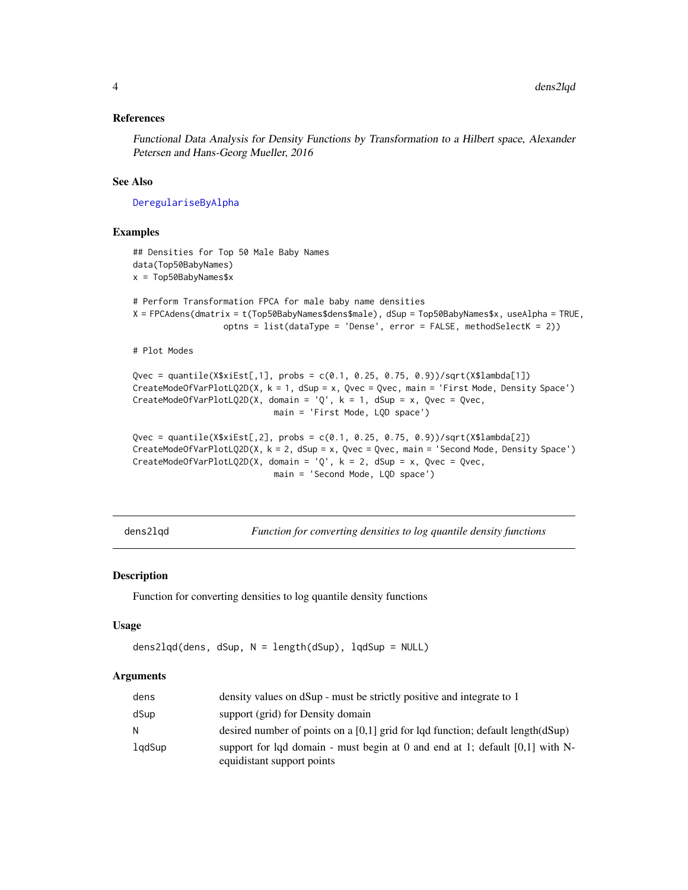### References

*Functional Data Analysis for Density Functions by Transformation to a Hilbert space, Alexander Petersen and Hans-Georg Mueller, 2016*

### See Also

DeregulariseByAlpha

### Examples

```
## Densities for Top 50 Male Baby Names
data(Top50BabyNames)
x = Top50BabyNames$x

# Perform Transformation FPCA for male baby name densities
X = FPCAdens(dmatrix = t(Top50BabyNames$dens$male), dSup = Top50BabyNames$x, useAlpha = TRUE,
                 optns = list(dataType = 'Dense', error = FALSE, methodSelectK = 2))

# Plot Modes

Qvec = quantile(X$xiEst[,1], probs = c(0.1, 0.25, 0.75, 0.9))/sqrt(X$lambda[1])
CreateModeOfVarPlotLQ2D(X, k = 1, dSup = x, Qvec = Qvec, main = 'First Mode, Density Space')
CreateModeOfVarPlotLQ2D(X, domain = 'Q', k = 1, dSup = x, Qvec = Qvec,
                            main = 'First Mode, LQD space')

Qvec = quantile(X$xiEst[,2], probs = c(0.1, 0.25, 0.75, 0.9))/sqrt(X$lambda[2])
CreateModeOfVarPlotLQ2D(X, k = 2, dSup = x, Qvec = Qvec, main = 'Second Mode, Density Space')
CreateModeOfVarPlotLQ2D(X, domain = 'Q', k = 2, dSup = x, Qvec = Qvec,
                            main = 'Second Mode, LQD space')
```

---

## dens2lqd — *Function for converting densities to log quantile density functions*

### Description

Function for converting densities to log quantile density functions

### Usage

```
dens2lqd(dens, dSup, N = length(dSup), lqdSup = NULL)
```

### Arguments

| | |
|---|---|
| dens | density values on dSup - must be strictly positive and integrate to 1 |
| dSup | support (grid) for Density domain |
| N | desired number of points on a [0,1] grid for lqd function; default length(dSup) |
| lqdSup | support for lqd domain - must begin at 0 and end at 1; default [0,1] with N-equidistant support points |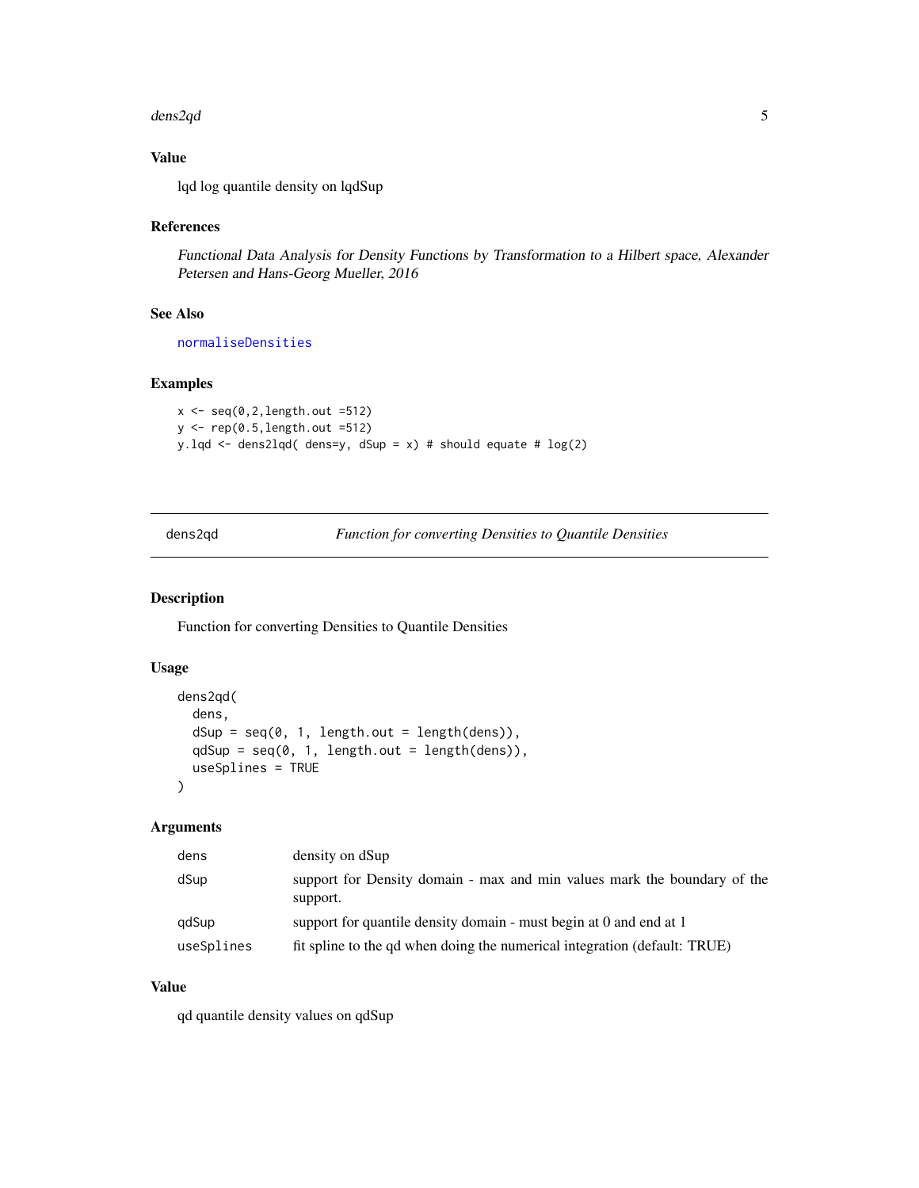## Value

lqd log quantile density on lqdSup

## References

*Functional Data Analysis for Density Functions by Transformation to a Hilbert space, Alexander Petersen and Hans-Georg Mueller, 2016*

## See Also

normaliseDensities

## Examples

```
x <- seq(0,2,length.out =512)
y <- rep(0.5,length.out =512)
y.lqd <- dens2lqd( dens=y, dSup = x) # should equate # log(2)
```

---

# dens2qd — *Function for converting Densities to Quantile Densities*

## Description

Function for converting Densities to Quantile Densities

## Usage

```
dens2qd(
  dens,
  dSup = seq(0, 1, length.out = length(dens)),
  qdSup = seq(0, 1, length.out = length(dens)),
  useSplines = TRUE
)
```

## Arguments

| | |
|---|---|
| dens | density on dSup |
| dSup | support for Density domain - max and min values mark the boundary of the support. |
| qdSup | support for quantile density domain - must begin at 0 and end at 1 |
| useSplines | fit spline to the qd when doing the numerical integration (default: TRUE) |

## Value

qd quantile density values on qdSup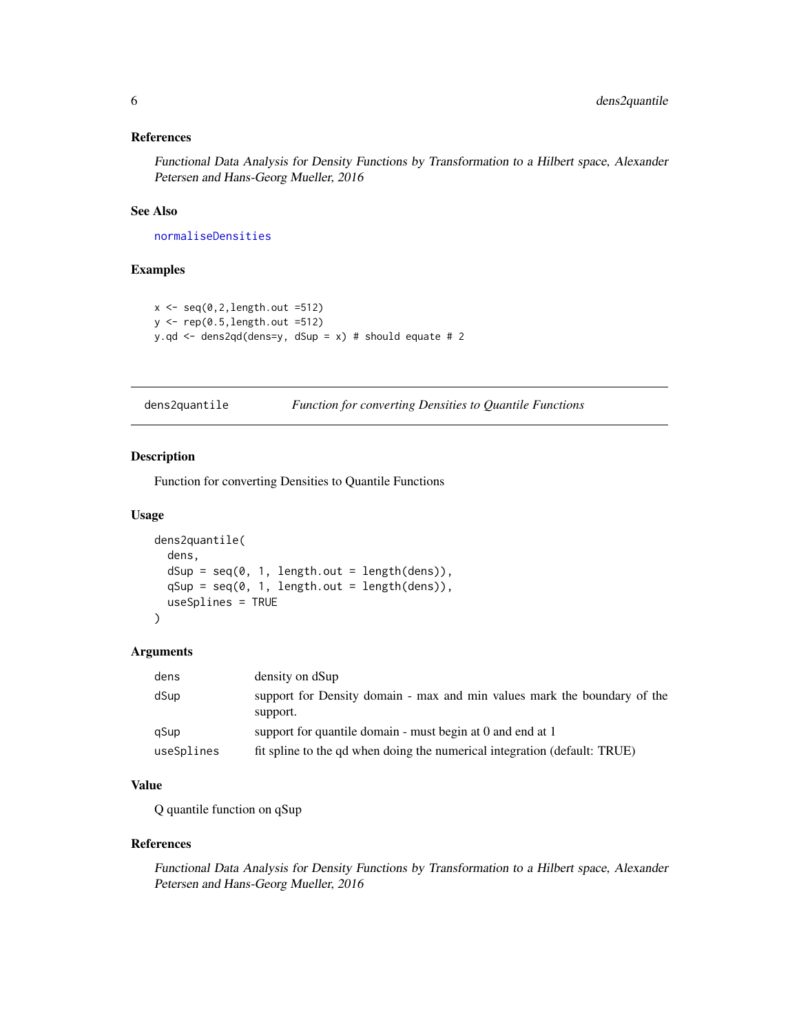### References

*Functional Data Analysis for Density Functions by Transformation to a Hilbert space, Alexander Petersen and Hans-Georg Mueller, 2016*

### See Also

normaliseDensities

### Examples

```
x <- seq(0,2,length.out =512)
y <- rep(0.5,length.out =512)
y.qd <- dens2qd(dens=y, dSup = x) # should equate # 2
```

---

## dens2quantile    *Function for converting Densities to Quantile Functions*

---

### Description

Function for converting Densities to Quantile Functions

### Usage

```
dens2quantile(
  dens,
  dSup = seq(0, 1, length.out = length(dens)),
  qSup = seq(0, 1, length.out = length(dens)),
  useSplines = TRUE
)
```

### Arguments

| | |
|---|---|
| dens | density on dSup |
| dSup | support for Density domain - max and min values mark the boundary of the support. |
| qSup | support for quantile domain - must begin at 0 and end at 1 |
| useSplines | fit spline to the qd when doing the numerical integration (default: TRUE) |

### Value

Q quantile function on qSup

### References

*Functional Data Analysis for Density Functions by Transformation to a Hilbert space, Alexander Petersen and Hans-Georg Mueller, 2016*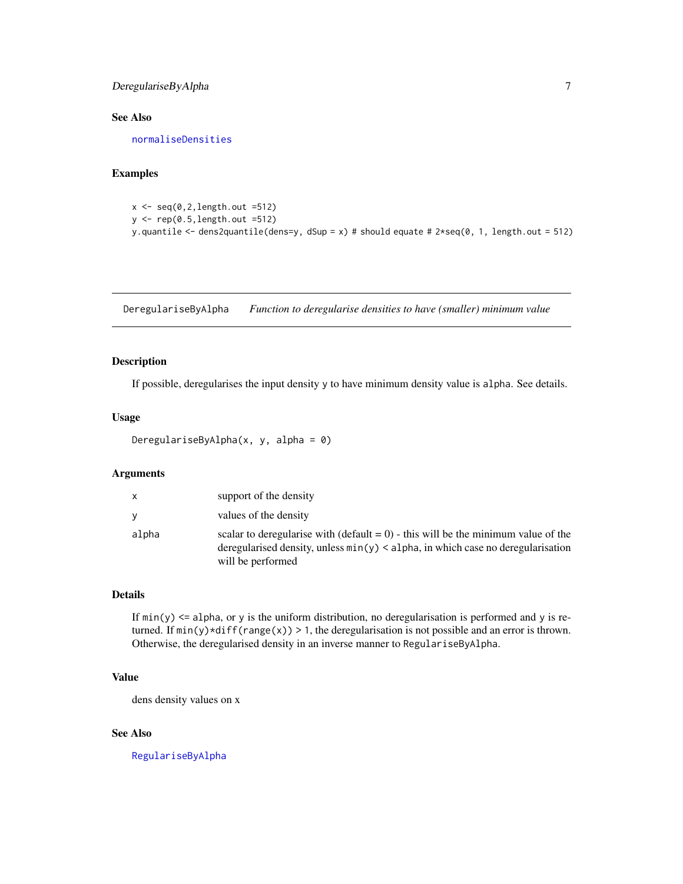### See Also

normaliseDensities

### Examples

```
x <- seq(0,2,length.out =512)
y <- rep(0.5,length.out =512)
y.quantile <- dens2quantile(dens=y, dSup = x) # should equate # 2*seq(0, 1, length.out = 512)
```

---

## DeregulariseByAlpha *Function to deregularise densities to have (smaller) minimum value*

---

### Description

If possible, deregularises the input density y to have minimum density value is alpha. See details.

### Usage

```
DeregulariseByAlpha(x, y, alpha = 0)
```

### Arguments

| | |
|---|---|
| x | support of the density |
| y | values of the density |
| alpha | scalar to deregularise with (default = 0) - this will be the minimum value of the deregularised density, unless min(y) < alpha, in which case no deregularisation will be performed |

### Details

If min(y) <= alpha, or y is the uniform distribution, no deregularisation is performed and y is returned. If min(y)*diff(range(x)) > 1, the deregularisation is not possible and an error is thrown. Otherwise, the deregularised density in an inverse manner to RegulariseByAlpha.

### Value

dens density values on x

### See Also

RegulariseByAlpha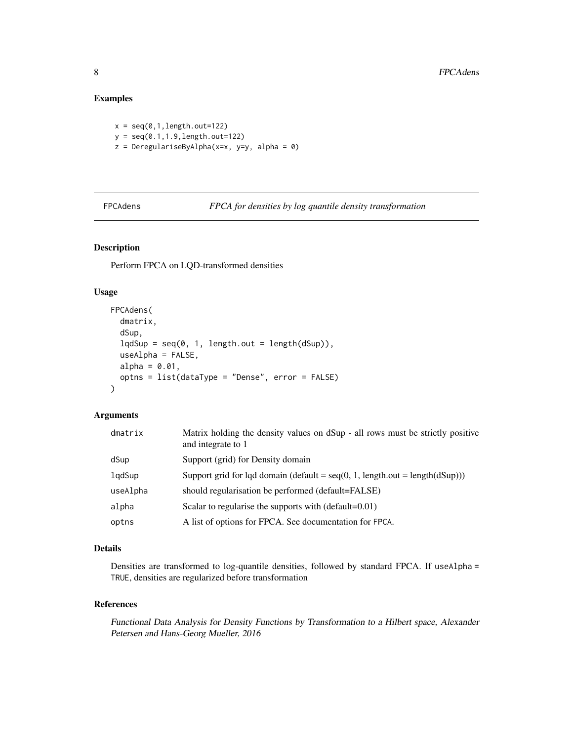## Examples

```
x = seq(0,1,length.out=122)
y = seq(0.1,1.9,length.out=122)
z = DeregulariseByAlpha(x=x, y=y, alpha = 0)
```

---

# FPCAdens *FPCA for densities by log quantile density transformation*

---

## Description

Perform FPCA on LQD-transformed densities

## Usage

```
FPCAdens(
  dmatrix,
  dSup,
  lqdSup = seq(0, 1, length.out = length(dSup)),
  useAlpha = FALSE,
  alpha = 0.01,
  optns = list(dataType = "Dense", error = FALSE)
)
```

## Arguments

| | |
|---|---|
| `dmatrix` | Matrix holding the density values on dSup - all rows must be strictly positive and integrate to 1 |
| `dSup` | Support (grid) for Density domain |
| `lqdSup` | Support grid for lqd domain (default = seq(0, 1, length.out = length(dSup))) |
| `useAlpha` | should regularisation be performed (default=FALSE) |
| `alpha` | Scalar to regularise the supports with (default=0.01) |
| `optns` | A list of options for FPCA. See documentation for `FPCA`. |

## Details

Densities are transformed to log-quantile densities, followed by standard FPCA. If `useAlpha = TRUE`, densities are regularized before transformation

## References

*Functional Data Analysis for Density Functions by Transformation to a Hilbert space, Alexander Petersen and Hans-Georg Mueller, 2016*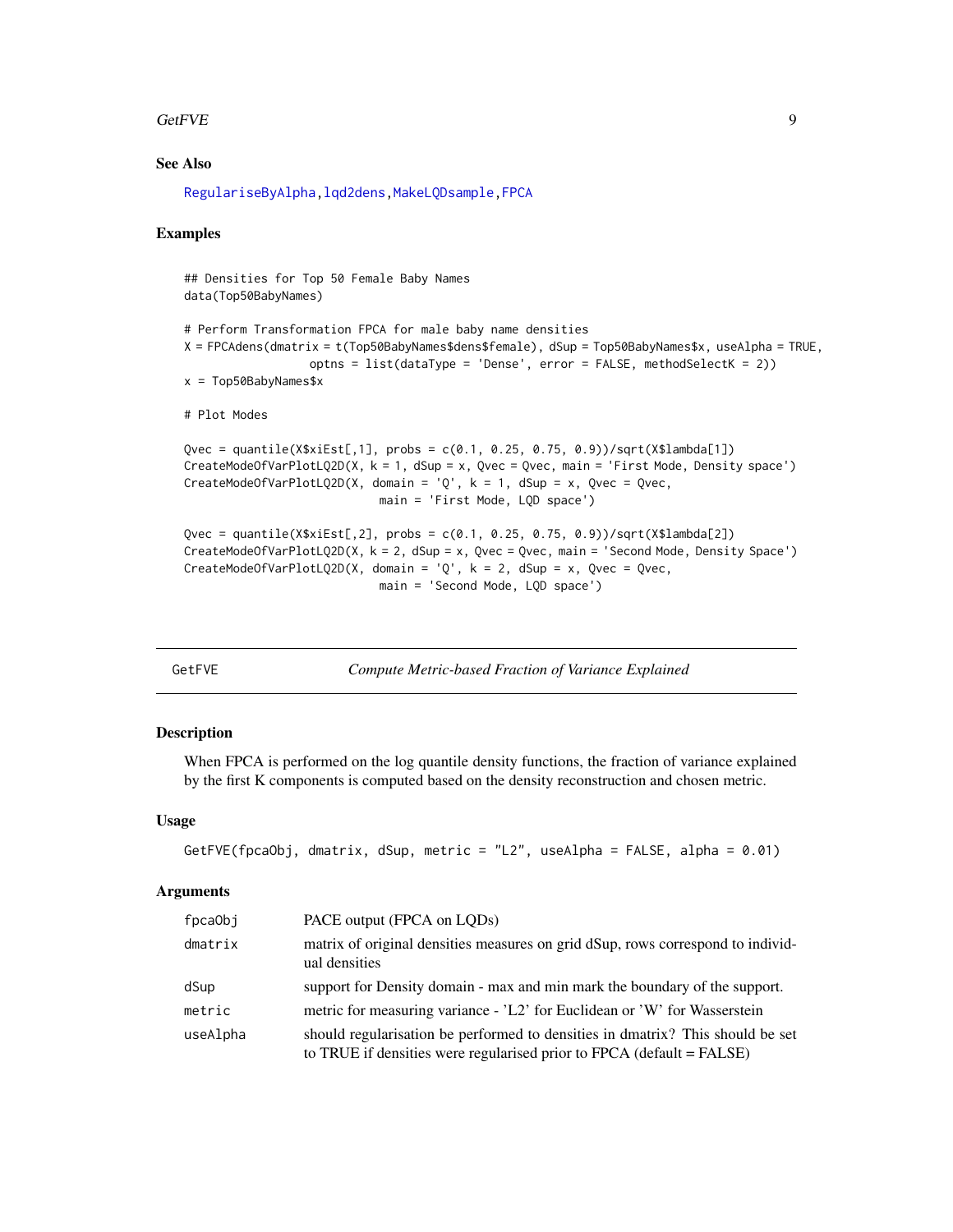### See Also

RegulariseByAlpha, lqd2dens, MakeLQDsample, FPCA

### Examples

```
## Densities for Top 50 Female Baby Names
data(Top50BabyNames)

# Perform Transformation FPCA for male baby name densities
X = FPCAdens(dmatrix = t(Top50BabyNames$dens$female), dSup = Top50BabyNames$x, useAlpha = TRUE,
                  optns = list(dataType = 'Dense', error = FALSE, methodSelectK = 2))
x = Top50BabyNames$x

# Plot Modes

Qvec = quantile(X$xiEst[,1], probs = c(0.1, 0.25, 0.75, 0.9))/sqrt(X$lambda[1])
CreateModeOfVarPlotLQ2D(X, k = 1, dSup = x, Qvec = Qvec, main = 'First Mode, Density space')
CreateModeOfVarPlotLQ2D(X, domain = 'Q', k = 1, dSup = x, Qvec = Qvec,
                              main = 'First Mode, LQD space')

Qvec = quantile(X$xiEst[,2], probs = c(0.1, 0.25, 0.75, 0.9))/sqrt(X$lambda[2])
CreateModeOfVarPlotLQ2D(X, k = 2, dSup = x, Qvec = Qvec, main = 'Second Mode, Density Space')
CreateModeOfVarPlotLQ2D(X, domain = 'Q', k = 2, dSup = x, Qvec = Qvec,
                              main = 'Second Mode, LQD space')
```

---

## GetFVE — *Compute Metric-based Fraction of Variance Explained*

### Description

When FPCA is performed on the log quantile density functions, the fraction of variance explained by the first K components is computed based on the density reconstruction and chosen metric.

### Usage

```
GetFVE(fpcaObj, dmatrix, dSup, metric = "L2", useAlpha = FALSE, alpha = 0.01)
```

### Arguments

| | |
|---|---|
| fpcaObj | PACE output (FPCA on LQDs) |
| dmatrix | matrix of original densities measures on grid dSup, rows correspond to individual densities |
| dSup | support for Density domain - max and min mark the boundary of the support. |
| metric | metric for measuring variance - 'L2' for Euclidean or 'W' for Wasserstein |
| useAlpha | should regularisation be performed to densities in dmatrix? This should be set to TRUE if densities were regularised prior to FPCA (default = FALSE) |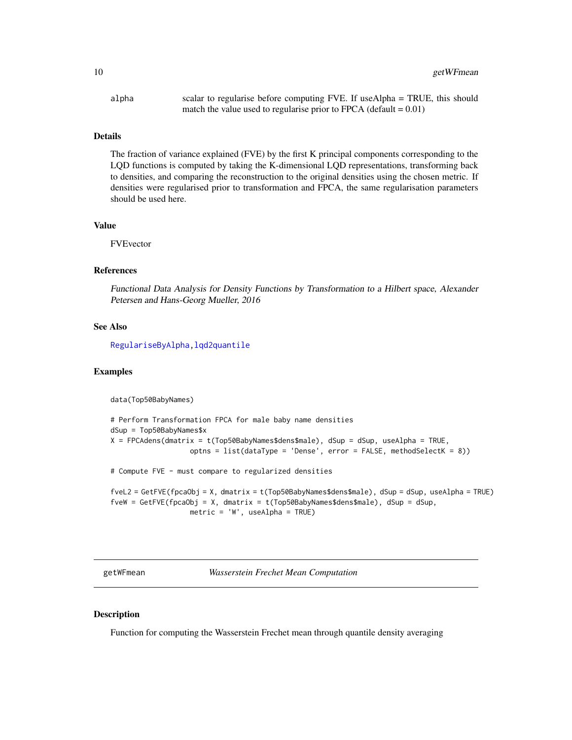| | |
|---|---|
| alpha | scalar to regularise before computing FVE. If useAlpha = TRUE, this should match the value used to regularise prior to FPCA (default = 0.01) |

### Details

The fraction of variance explained (FVE) by the first K principal components corresponding to the LQD functions is computed by taking the K-dimensional LQD representations, transforming back to densities, and comparing the reconstruction to the original densities using the chosen metric. If densities were regularised prior to transformation and FPCA, the same regularisation parameters should be used here.

### Value

FVEvector

### References

*Functional Data Analysis for Density Functions by Transformation to a Hilbert space, Alexander Petersen and Hans-Georg Mueller, 2016*

### See Also

RegulariseByAlpha, lqd2quantile

### Examples

```
data(Top50BabyNames)

# Perform Transformation FPCA for male baby name densities
dSup = Top50BabyNames$x
X = FPCAdens(dmatrix = t(Top50BabyNames$dens$male), dSup = dSup, useAlpha = TRUE,
                   optns = list(dataType = 'Dense', error = FALSE, methodSelectK = 8))

# Compute FVE - must compare to regularized densities

fveL2 = GetFVE(fpcaObj = X, dmatrix = t(Top50BabyNames$dens$male), dSup = dSup, useAlpha = TRUE)
fveW = GetFVE(fpcaObj = X, dmatrix = t(Top50BabyNames$dens$male), dSup = dSup,
                   metric = 'W', useAlpha = TRUE)
```

---

## getWFmean — *Wasserstein Frechet Mean Computation*

### Description

Function for computing the Wasserstein Frechet mean through quantile density averaging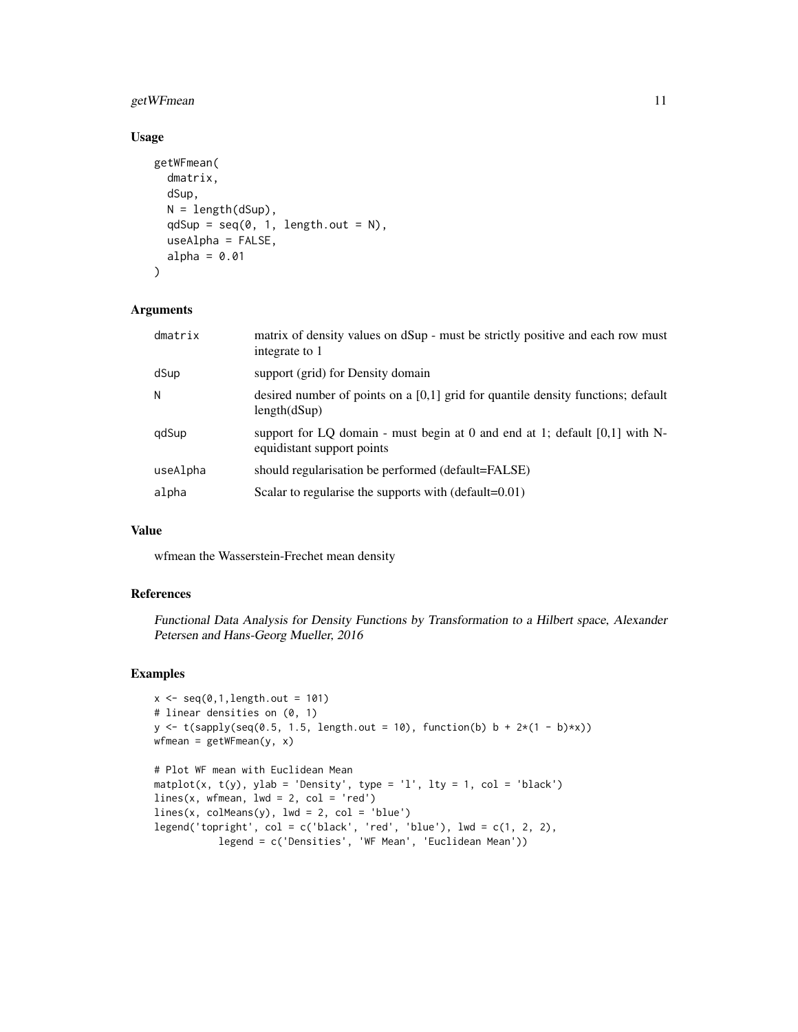## Usage

```
getWFmean(
  dmatrix,
  dSup,
  N = length(dSup),
  qdSup = seq(0, 1, length.out = N),
  useAlpha = FALSE,
  alpha = 0.01
)
```

## Arguments

| | |
|---|---|
| dmatrix | matrix of density values on dSup - must be strictly positive and each row must integrate to 1 |
| dSup | support (grid) for Density domain |
| N | desired number of points on a [0,1] grid for quantile density functions; default length(dSup) |
| qdSup | support for LQ domain - must begin at 0 and end at 1; default [0,1] with N-equidistant support points |
| useAlpha | should regularisation be performed (default=FALSE) |
| alpha | Scalar to regularise the supports with (default=0.01) |

## Value

wfmean the Wasserstein-Frechet mean density

## References

*Functional Data Analysis for Density Functions by Transformation to a Hilbert space, Alexander Petersen and Hans-Georg Mueller, 2016*

## Examples

```
x <- seq(0,1,length.out = 101)
# linear densities on (0, 1)
y <- t(sapply(seq(0.5, 1.5, length.out = 10), function(b) b + 2*(1 - b)*x))
wfmean = getWFmean(y, x)

# Plot WF mean with Euclidean Mean
matplot(x, t(y), ylab = 'Density', type = 'l', lty = 1, col = 'black')
lines(x, wfmean, lwd = 2, col = 'red')
lines(x, colMeans(y), lwd = 2, col = 'blue')
legend('topright', col = c('black', 'red', 'blue'), lwd = c(1, 2, 2),
          legend = c('Densities', 'WF Mean', 'Euclidean Mean'))
```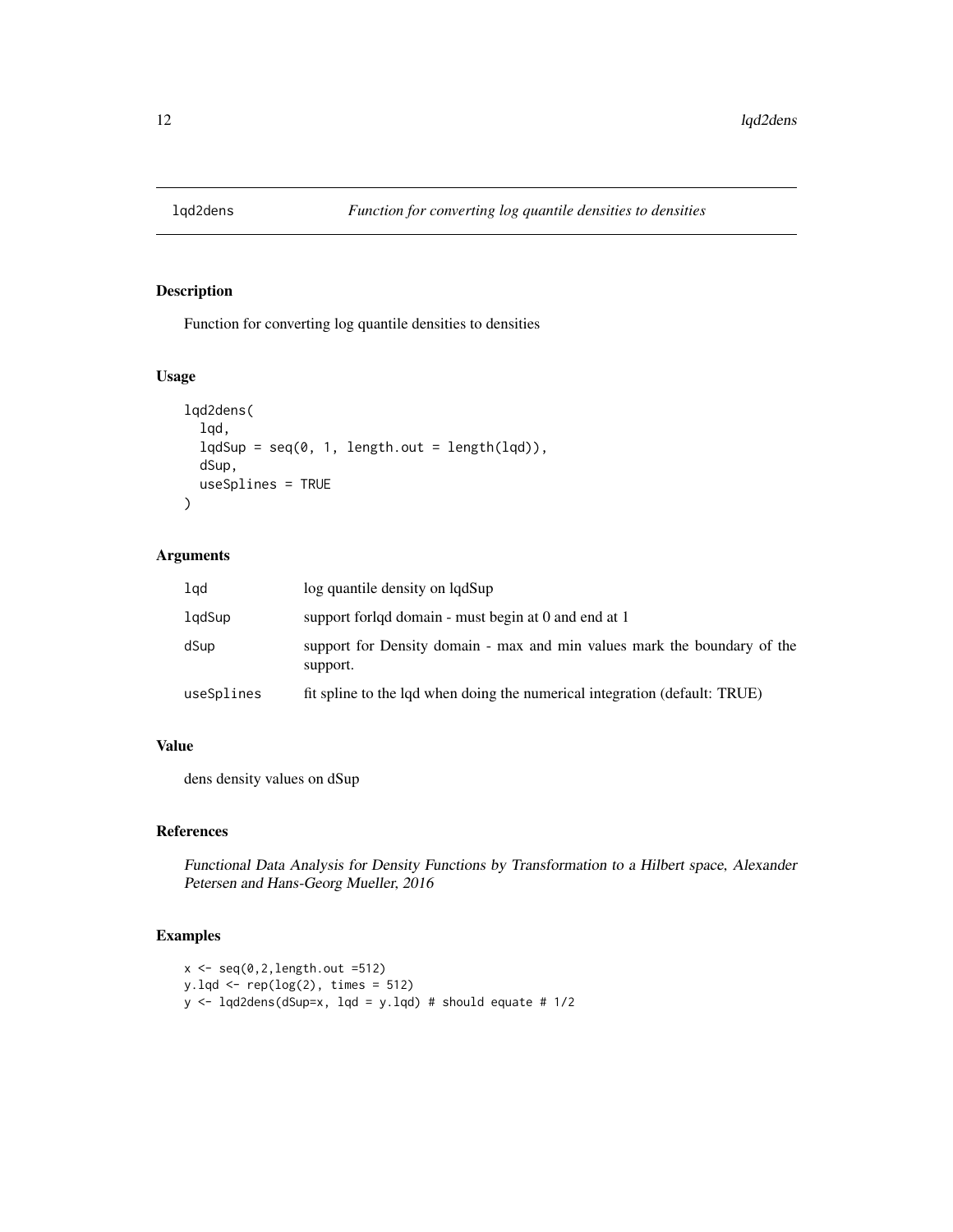# lqd2dens — *Function for converting log quantile densities to densities*

## Description

Function for converting log quantile densities to densities

## Usage

```
lqd2dens(
  lqd,
  lqdSup = seq(0, 1, length.out = length(lqd)),
  dSup,
  useSplines = TRUE
)
```

## Arguments

| | |
|---|---|
| lqd | log quantile density on lqdSup |
| lqdSup | support forlqd domain - must begin at 0 and end at 1 |
| dSup | support for Density domain - max and min values mark the boundary of the support. |
| useSplines | fit spline to the lqd when doing the numerical integration (default: TRUE) |

## Value

dens density values on dSup

## References

*Functional Data Analysis for Density Functions by Transformation to a Hilbert space, Alexander Petersen and Hans-Georg Mueller, 2016*

## Examples

```
x <- seq(0,2,length.out =512)
y.lqd <- rep(log(2), times = 512)
y <- lqd2dens(dSup=x, lqd = y.lqd) # should equate # 1/2
```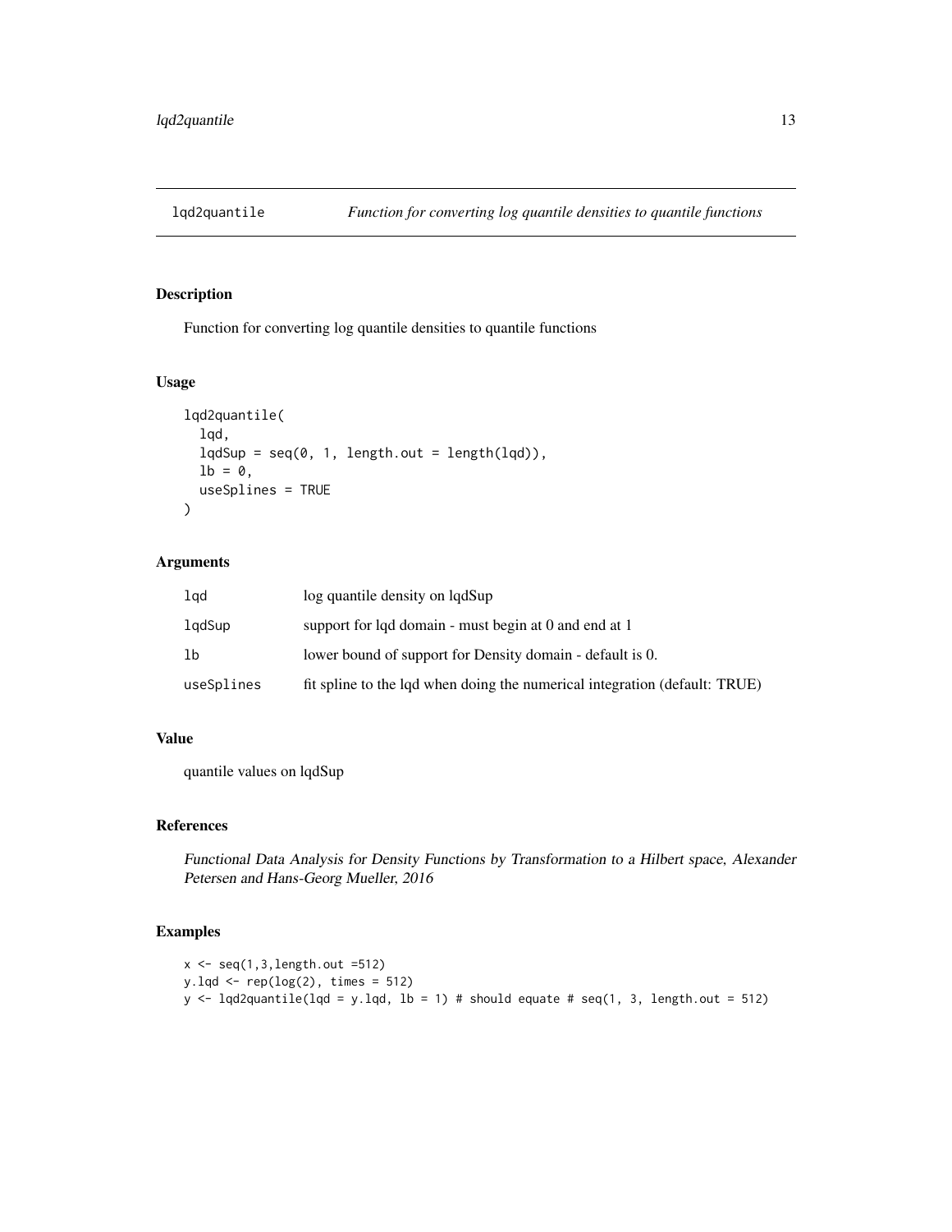## lqd2quantile *Function for converting log quantile densities to quantile functions*

### Description

Function for converting log quantile densities to quantile functions

### Usage

```
lqd2quantile(
  lqd,
  lqdSup = seq(0, 1, length.out = length(lqd)),
  lb = 0,
  useSplines = TRUE
)
```

### Arguments

| | |
|---|---|
| lqd | log quantile density on lqdSup |
| lqdSup | support for lqd domain - must begin at 0 and end at 1 |
| lb | lower bound of support for Density domain - default is 0. |
| useSplines | fit spline to the lqd when doing the numerical integration (default: TRUE) |

### Value

quantile values on lqdSup

### References

*Functional Data Analysis for Density Functions by Transformation to a Hilbert space, Alexander Petersen and Hans-Georg Mueller, 2016*

### Examples

```
x <- seq(1,3,length.out =512)
y.lqd <- rep(log(2), times = 512)
y <- lqd2quantile(lqd = y.lqd, lb = 1) # should equate # seq(1, 3, length.out = 512)
```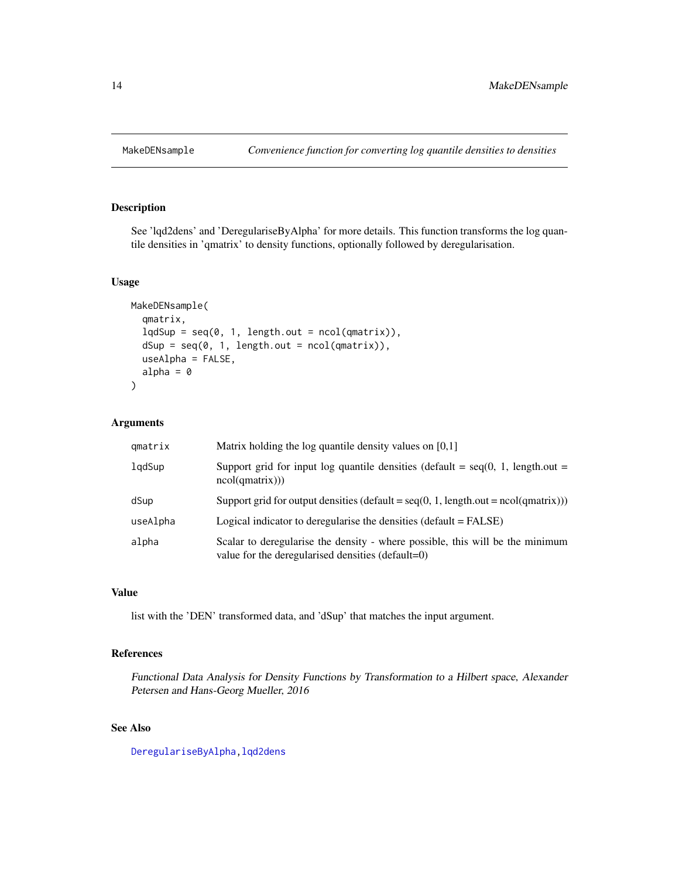## MakeDENsample — *Convenience function for converting log quantile densities to densities*

### Description

See 'lqd2dens' and 'DeregulariseByAlpha' for more details. This function transforms the log quantile densities in 'qmatrix' to density functions, optionally followed by deregularisation.

### Usage

```
MakeDENsample(
  qmatrix,
  lqdSup = seq(0, 1, length.out = ncol(qmatrix)),
  dSup = seq(0, 1, length.out = ncol(qmatrix)),
  useAlpha = FALSE,
  alpha = 0
)
```

### Arguments

| | |
|---|---|
| `qmatrix` | Matrix holding the log quantile density values on [0,1] |
| `lqdSup` | Support grid for input log quantile densities (default = seq(0, 1, length.out = ncol(qmatrix))) |
| `dSup` | Support grid for output densities (default = seq(0, 1, length.out = ncol(qmatrix))) |
| `useAlpha` | Logical indicator to deregularise the densities (default = FALSE) |
| `alpha` | Scalar to deregularise the density - where possible, this will be the minimum value for the deregularised densities (default=0) |

### Value

list with the 'DEN' transformed data, and 'dSup' that matches the input argument.

### References

*Functional Data Analysis for Density Functions by Transformation to a Hilbert space, Alexander Petersen and Hans-Georg Mueller, 2016*

### See Also

DeregulariseByAlpha, lqd2dens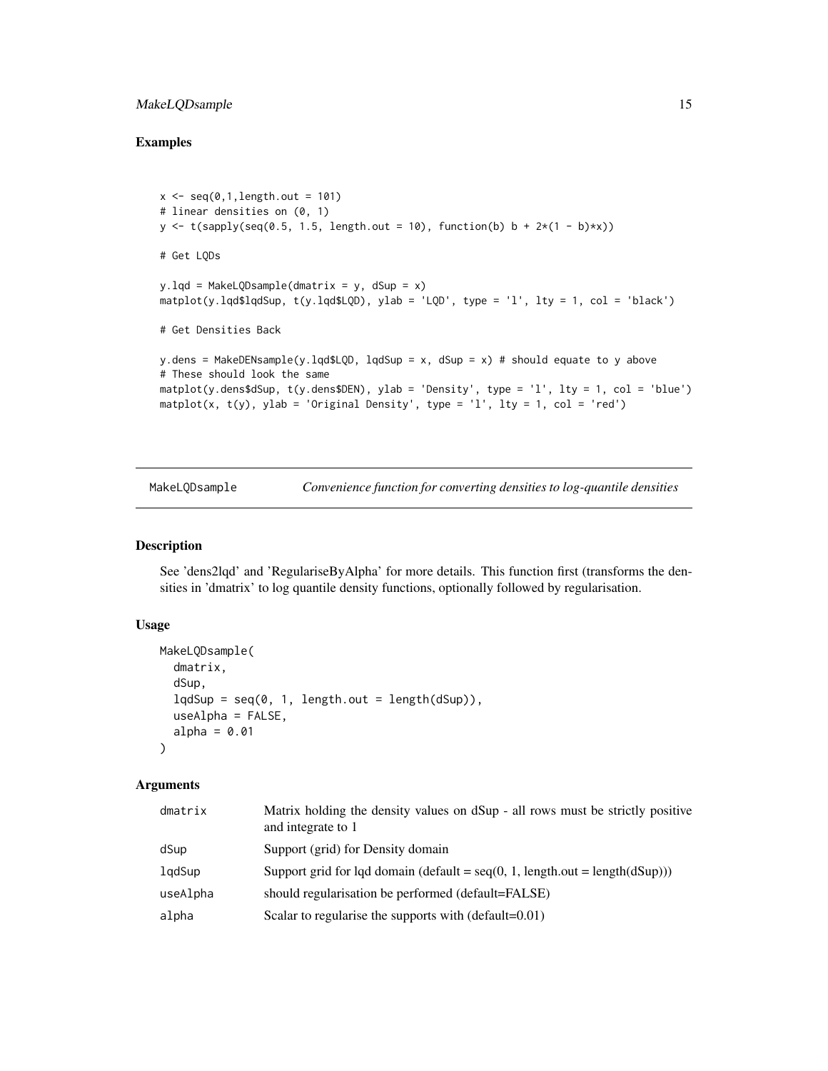## Examples

```
x <- seq(0,1,length.out = 101)
# linear densities on (0, 1)
y <- t(sapply(seq(0.5, 1.5, length.out = 10), function(b) b + 2*(1 - b)*x))

# Get LQDs

y.lqd = MakeLQDsample(dmatrix = y, dSup = x)
matplot(y.lqd$lqdSup, t(y.lqd$LQD), ylab = 'LQD', type = 'l', lty = 1, col = 'black')

# Get Densities Back

y.dens = MakeDENsample(y.lqd$LQD, lqdSup = x, dSup = x) # should equate to y above
# These should look the same
matplot(y.dens$dSup, t(y.dens$DEN), ylab = 'Density', type = 'l', lty = 1, col = 'blue')
matplot(x, t(y), ylab = 'Original Density', type = 'l', lty = 1, col = 'red')
```

---

## MakeLQDsample — *Convenience function for converting densities to log-quantile densities*

### Description

See 'dens2lqd' and 'RegulariseByAlpha' for more details. This function first (transforms the densities in 'dmatrix' to log quantile density functions, optionally followed by regularisation.

### Usage

```
MakeLQDsample(
  dmatrix,
  dSup,
  lqdSup = seq(0, 1, length.out = length(dSup)),
  useAlpha = FALSE,
  alpha = 0.01
)
```

### Arguments

| | |
|---|---|
| dmatrix | Matrix holding the density values on dSup - all rows must be strictly positive and integrate to 1 |
| dSup | Support (grid) for Density domain |
| lqdSup | Support grid for lqd domain (default = seq(0, 1, length.out = length(dSup))) |
| useAlpha | should regularisation be performed (default=FALSE) |
| alpha | Scalar to regularise the supports with (default=0.01) |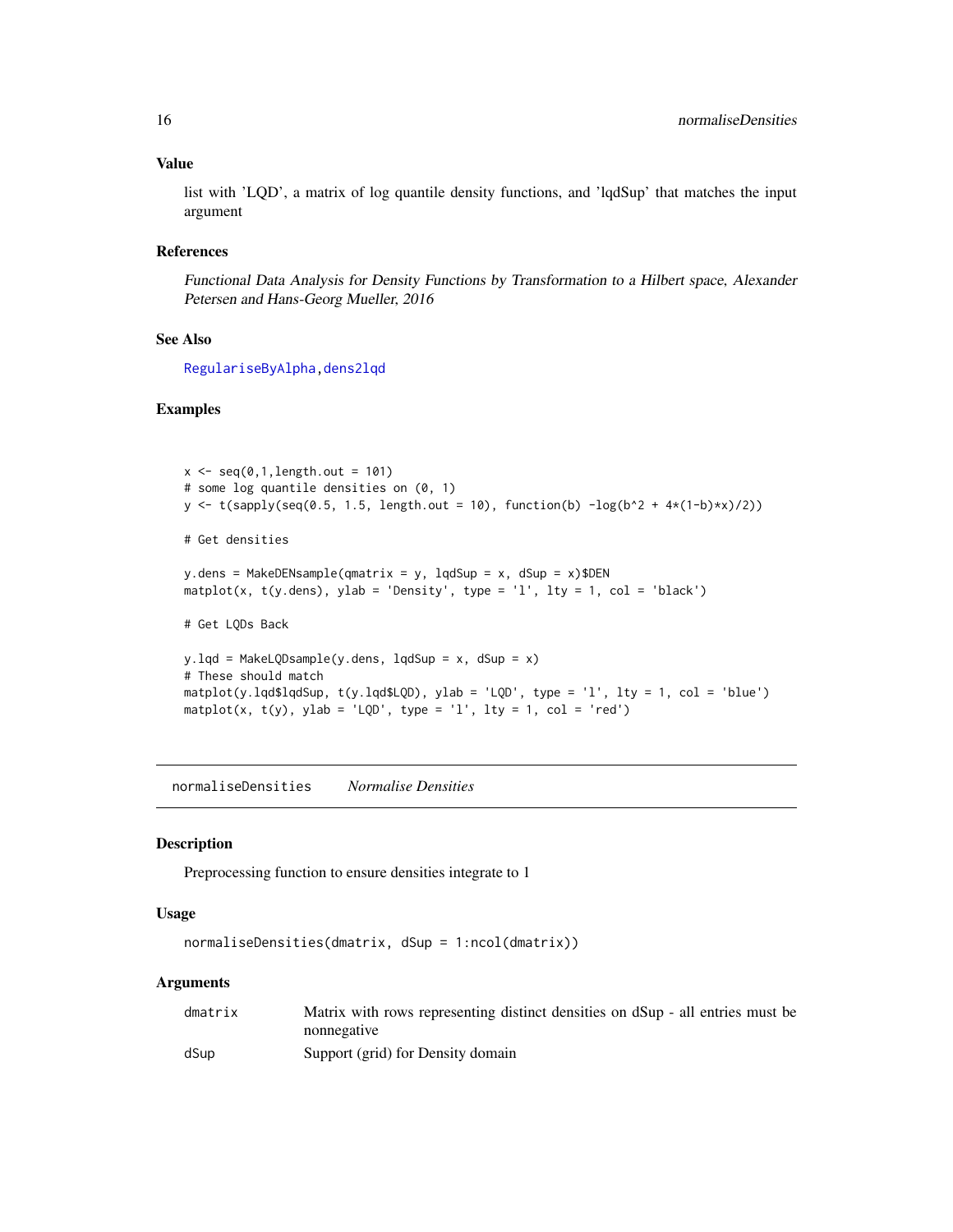### Value

list with 'LQD', a matrix of log quantile density functions, and 'lqdSup' that matches the input argument

### References

*Functional Data Analysis for Density Functions by Transformation to a Hilbert space, Alexander Petersen and Hans-Georg Mueller, 2016*

### See Also

RegulariseByAlpha, dens2lqd

### Examples

```
x <- seq(0,1,length.out = 101)
# some log quantile densities on (0, 1)
y <- t(sapply(seq(0.5, 1.5, length.out = 10), function(b) -log(b^2 + 4*(1-b)*x)/2))

# Get densities

y.dens = MakeDENsample(qmatrix = y, lqdSup = x, dSup = x)$DEN
matplot(x, t(y.dens), ylab = 'Density', type = 'l', lty = 1, col = 'black')

# Get LQDs Back

y.lqd = MakeLQDsample(y.dens, lqdSup = x, dSup = x)
# These should match
matplot(y.lqd$lqdSup, t(y.lqd$LQD), ylab = 'LQD', type = 'l', lty = 1, col = 'blue')
matplot(x, t(y), ylab = 'LQD', type = 'l', lty = 1, col = 'red')
```

---

## normaliseDensities    *Normalise Densities*

### Description

Preprocessing function to ensure densities integrate to 1

### Usage

```
normaliseDensities(dmatrix, dSup = 1:ncol(dmatrix))
```

### Arguments

| | |
|---|---|
| dmatrix | Matrix with rows representing distinct densities on dSup - all entries must be nonnegative |
| dSup | Support (grid) for Density domain |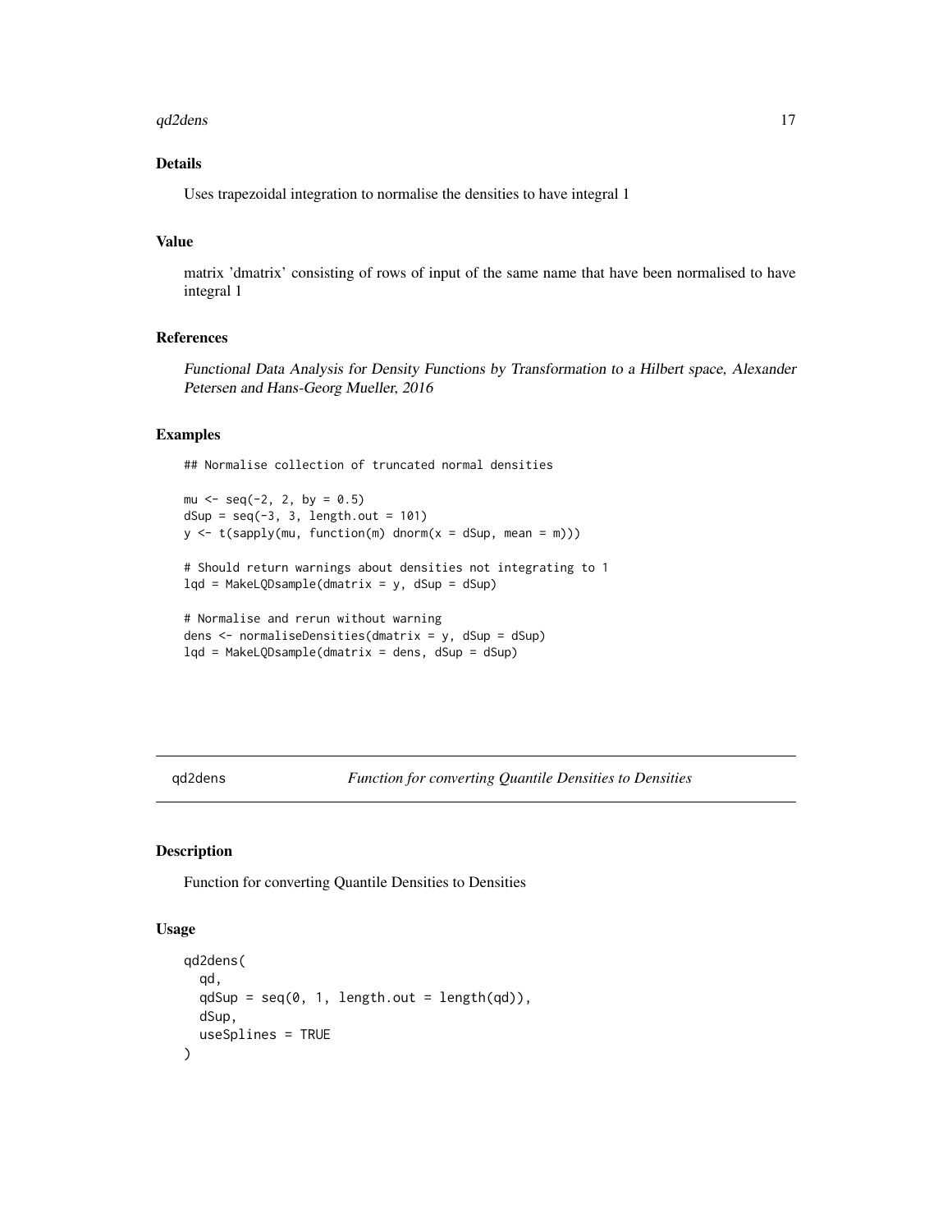### Details

Uses trapezoidal integration to normalise the densities to have integral 1

### Value

matrix 'dmatrix' consisting of rows of input of the same name that have been normalised to have integral 1

### References

*Functional Data Analysis for Density Functions by Transformation to a Hilbert space, Alexander Petersen and Hans-Georg Mueller, 2016*

### Examples

```
## Normalise collection of truncated normal densities

mu <- seq(-2, 2, by = 0.5)
dSup = seq(-3, 3, length.out = 101)
y <- t(sapply(mu, function(m) dnorm(x = dSup, mean = m)))

# Should return warnings about densities not integrating to 1
lqd = MakeLQDsample(dmatrix = y, dSup = dSup)

# Normalise and rerun without warning
dens <- normaliseDensities(dmatrix = y, dSup = dSup)
lqd = MakeLQDsample(dmatrix = dens, dSup = dSup)
```

---

## qd2dens — *Function for converting Quantile Densities to Densities*

### Description

Function for converting Quantile Densities to Densities

### Usage

```
qd2dens(
  qd,
  qdSup = seq(0, 1, length.out = length(qd)),
  dSup,
  useSplines = TRUE
)
```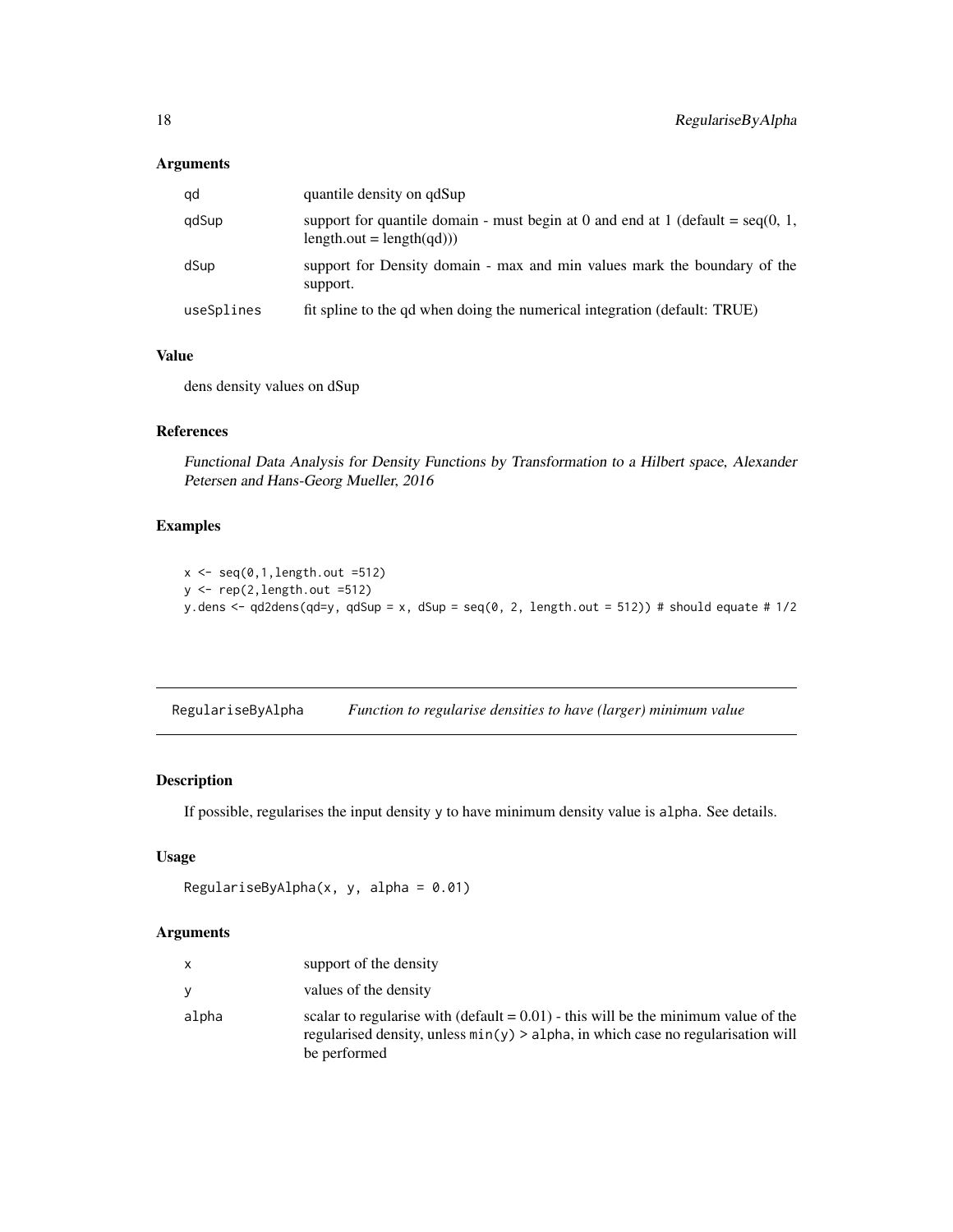### Arguments

| | |
|---|---|
| qd | quantile density on qdSup |
| qdSup | support for quantile domain - must begin at 0 and end at 1 (default = seq(0, 1, length.out = length(qd))) |
| dSup | support for Density domain - max and min values mark the boundary of the support. |
| useSplines | fit spline to the qd when doing the numerical integration (default: TRUE) |

### Value

dens density values on dSup

### References

*Functional Data Analysis for Density Functions by Transformation to a Hilbert space, Alexander Petersen and Hans-Georg Mueller, 2016*

### Examples

```
x <- seq(0,1,length.out =512)
y <- rep(2,length.out =512)
y.dens <- qd2dens(qd=y, qdSup = x, dSup = seq(0, 2, length.out = 512)) # should equate # 1/2
```

---

## RegulariseByAlpha *Function to regularise densities to have (larger) minimum value*

---

### Description

If possible, regularises the input density `y` to have minimum density value is `alpha`. See details.

### Usage

```
RegulariseByAlpha(x, y, alpha = 0.01)
```

### Arguments

| | |
|---|---|
| x | support of the density |
| y | values of the density |
| alpha | scalar to regularise with (default = 0.01) - this will be the minimum value of the regularised density, unless `min(y) > alpha`, in which case no regularisation will be performed |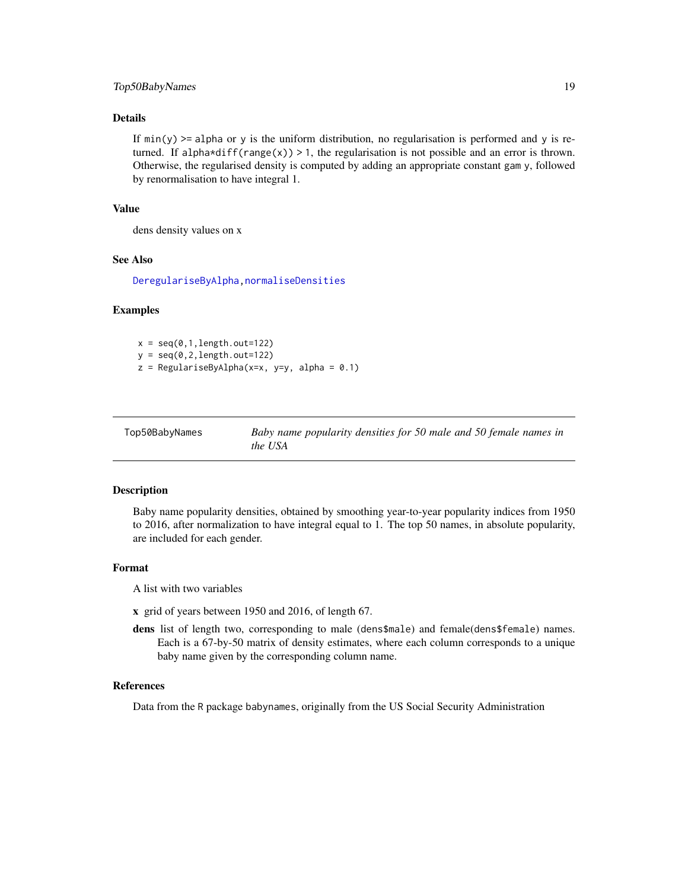### Details

If `min(y) >= alpha` or `y` is the uniform distribution, no regularisation is performed and `y` is returned. If `alpha*diff(range(x)) > 1`, the regularisation is not possible and an error is thrown. Otherwise, the regularised density is computed by adding an appropriate constant `gam y`, followed by renormalisation to have integral 1.

### Value

dens density values on x

### See Also

DeregulariseByAlpha,normaliseDensities

### Examples

```
x = seq(0,1,length.out=122)
y = seq(0,2,length.out=122)
z = RegulariseByAlpha(x=x, y=y, alpha = 0.1)
```

---

## Top50BabyNames — *Baby name popularity densities for 50 male and 50 female names in the USA*

### Description

Baby name popularity densities, obtained by smoothing year-to-year popularity indices from 1950 to 2016, after normalization to have integral equal to 1. The top 50 names, in absolute popularity, are included for each gender.

### Format

A list with two variables

**x** grid of years between 1950 and 2016, of length 67.

**dens** list of length two, corresponding to male (`dens$male`) and female(`dens$female`) names. Each is a 67-by-50 matrix of density estimates, where each column corresponds to a unique baby name given by the corresponding column name.

### References

Data from the `R` package `babynames`, originally from the US Social Security Administration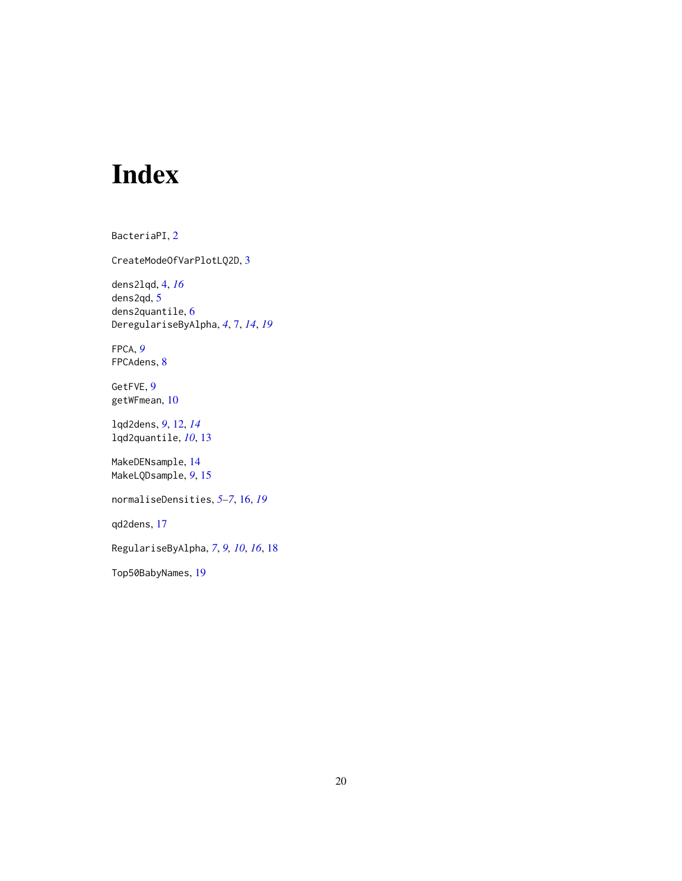# Index

BacteriaPI, 2

CreateModeOfVarPlotLQ2D, 3

dens2lqd, 4, *16*
dens2qd, 5
dens2quantile, 6
DeregulariseByAlpha, *4*, 7, *14*, *19*

FPCA, *9*
FPCAdens, 8

GetFVE, 9
getWFmean, 10

lqd2dens, *9*, 12, *14*
lqd2quantile, *10*, 13

MakeDENsample, 14
MakeLQDsample, *9*, 15

normaliseDensities, *5–7*, 16, *19*

qd2dens, 17

RegulariseByAlpha, *7*, *9*, *10*, *16*, 18

Top50BabyNames, 19